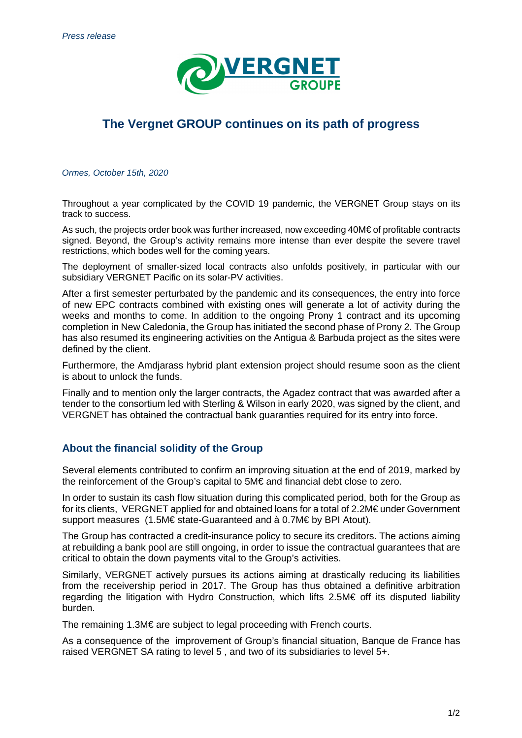*Press release*

# The Vergnet GROUP continues on its path of progress

*Ormes, October 15th, 2020*

Throughout a year complicated by the COVID 19 pandemic, the VERGNET Group stays on its track to success.

As such, the projects order book was further increased, now exceeding 40M€ of profitable contracts signed. Beyond, the Group's activity remains more intense than ever despite the severe travel restrictions, which bodes well for the coming years.

The deployment of smaller-sized local contracts also unfolds positively, in particular with our subsidiary VERGNET Pacific on its solar-PV activities.

After a first semester perturbated by the pandemic and its consequences, the entry into force of new EPC contracts combined with existing ones will generate a lot of activity during the weeks and months to come. In addition to the ongoing Prony 1 contract and its upcoming completion in New Caledonia, the Group has initiated the second phase of Prony 2. The Group has also resumed its engineering activities on the Antigua & Barbuda project as the sites were defined by the client.

Furthermore, the Amdjarass hybrid plant extension project should resume soon as the client is about to unlock the funds.

Finally and to mention only the larger contracts, the Agadez contract that was awarded after a tender to the consortium led with Sterling & Wilson in early 2020, was signed by the client, and VERGNET has obtained the contractual bank guaranties required for its entry into force.

## About the financial solidity of the Group

Several elements contributed to confirm an improving situation at the end of 2019, marked by the reinforcement of the Group's capital to 5M€ and financial debt close to zero.

In order to sustain its cash flow situation during this complicated period, both for the Group as for its clients, VERGNET applied for and obtained loans for a total of 2.2M€ under Government support measures (1.5M€ state-Guaranteed and à 0.7M€ by BPI Atout).

The Group has contracted a credit-insurance policy to secure its creditors. The actions aiming at rebuilding a bank pool are still ongoing, in order to issue the contractual guarantees that are critical to obtain the down payments vital to the Group's activities.

Similarly, VERGNET actively pursues its actions aiming at drastically reducing its liabilities from the receivership period in 2017. The Group has thus obtained a definitive arbitration regarding the litigation with Hydro Construction, which lifts 2.5M€ off its disputed liability burden.

The remaining 1.3M€ are subject to legal proceeding with French courts.

As a consequence of the improvement of Group's financial situation, Banque de France has raised VERGNET SA rating to level 5 , and two of its subsidiaries to level 5+.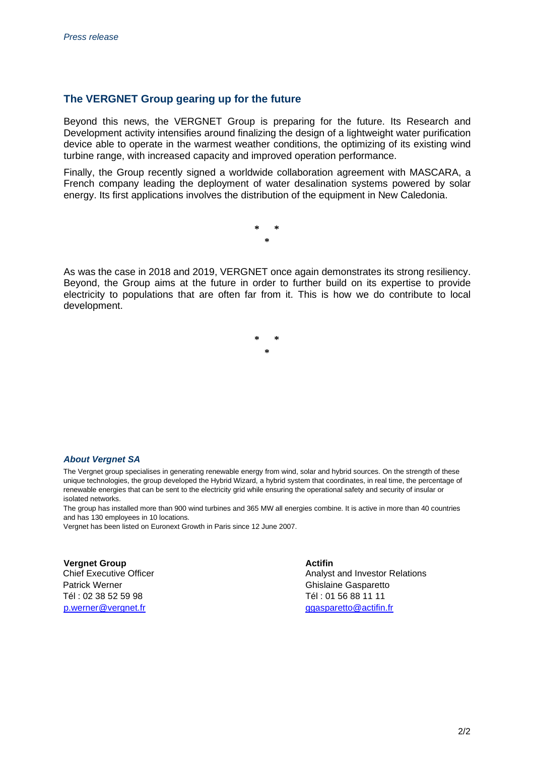*Press release*

## The VERGNET Group gearing up for the future

Beyond this news, the VERGNET Group is preparing for the future. Its Research and Development activity intensifies around finalizing the design of a lightweight water purification device able to operate in the warmest weather conditions, the optimizing of its existing wind turbine range, with increased capacity and improved operation performance.

Finally, the Group recently signed a worldwide collaboration agreement with MASCARA, a French company leading the deployment of water desalination systems powered by solar energy. Its first applications involves the distribution of the equipment in New Caledonia.

\* \*
\*

As was the case in 2018 and 2019, VERGNET once again demonstrates its strong resiliency. Beyond, the Group aims at the future in order to further build on its expertise to provide electricity to populations that are often far from it. This is how we do contribute to local development.

\* \*
\*

***About Vergnet SA***

The Vergnet group specialises in generating renewable energy from wind, solar and hybrid sources. On the strength of these unique technologies, the group developed the Hybrid Wizard, a hybrid system that coordinates, in real time, the percentage of renewable energies that can be sent to the electricity grid while ensuring the operational safety and security of insular or isolated networks.

The group has installed more than 900 wind turbines and 365 MW all energies combine. It is active in more than 40 countries and has 130 employees in 10 locations.

Vergnet has been listed on Euronext Growth in Paris since 12 June 2007.

**Vergnet Group**
Chief Executive Officer
Patrick Werner
Tél : 02 38 52 59 98
p.werner@vergnet.fr

**Actifin**
Analyst and Investor Relations
Ghislaine Gasparetto
Tél : 01 56 88 11 11
ggasparetto@actifin.fr